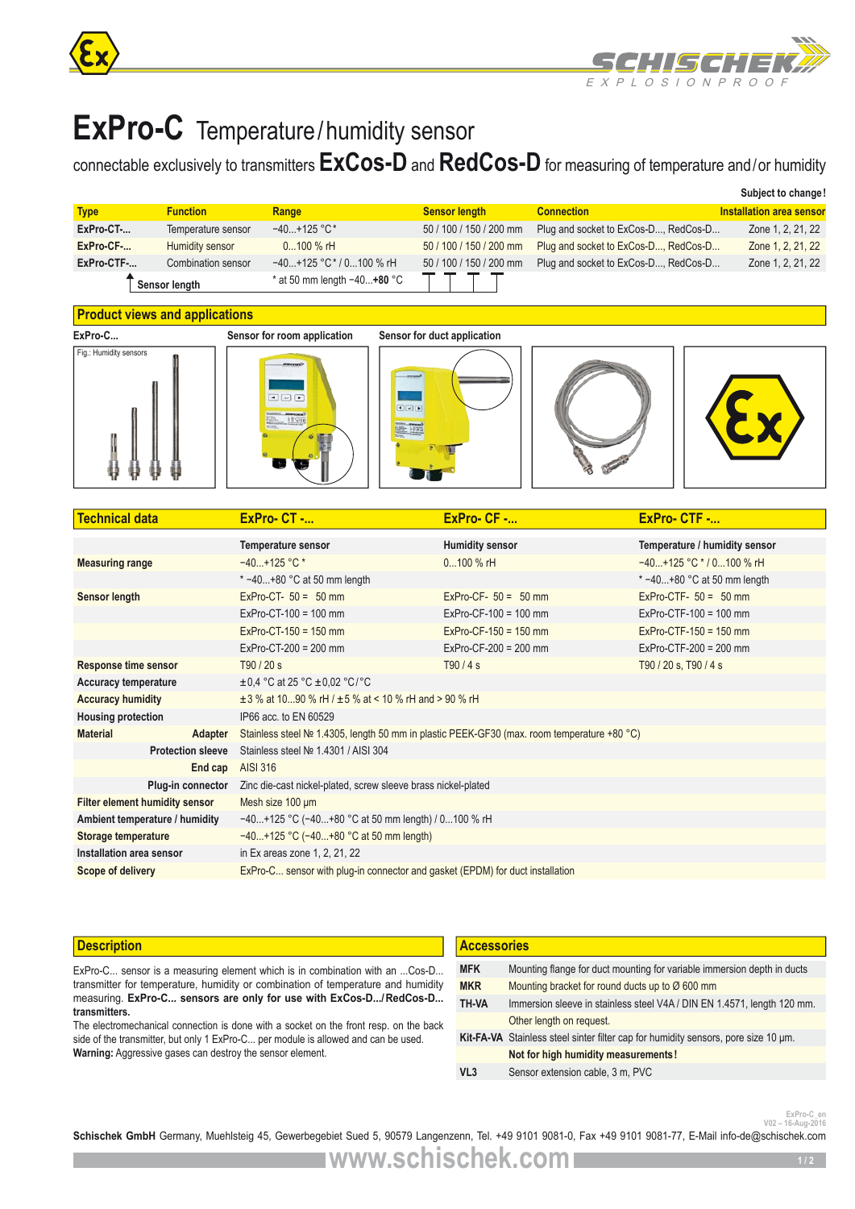# ExPro-C Temperature/humidity sensor

connectable exclusively to transmitters **ExCos-D** and **RedCos-D** for measuring of temperature and/or humidity

**Subject to change!**

| Type | Function | Range | Sensor length | Connection | Installation area sensor |
|---|---|---|---|---|---|
| ExPro-CT-... | Temperature sensor | −40...+125 °C* | 50 / 100 / 150 / 200 mm | Plug and socket to ExCos-D..., RedCos-D... | Zone 1, 2, 21, 22 |
| ExPro-CF-... | Humidity sensor | 0...100 % rH | 50 / 100 / 150 / 200 mm | Plug and socket to ExCos-D..., RedCos-D... | Zone 1, 2, 21, 22 |
| ExPro-CTF-... | Combination sensor | −40...+125 °C* / 0...100 % rH | 50 / 100 / 150 / 200 mm | Plug and socket to ExCos-D..., RedCos-D... | Zone 1, 2, 21, 22 |

Sensor length

* at 50 mm length −40...**+80** °C

## Product views and applications

ExPro-C... | Sensor for room application | Sensor for duct application

Fig.: Humidity sensors

## Technical data

| Technical data | ExPro- CT -... | ExPro- CF -... | ExPro- CTF -... |
|---|---|---|---|
| | **Temperature sensor** | **Humidity sensor** | **Temperature / humidity sensor** |
| **Measuring range** | −40...+125 °C * | 0...100 % rH | −40...+125 °C * / 0...100 % rH |
| | * −40...+80 °C at 50 mm length | | * −40...+80 °C at 50 mm length |
| **Sensor length** | ExPro-CT- 50 = 50 mm | ExPro-CF- 50 = 50 mm | ExPro-CTF- 50 = 50 mm |
| | ExPro-CT-100 = 100 mm | ExPro-CF-100 = 100 mm | ExPro-CTF-100 = 100 mm |
| | ExPro-CT-150 = 150 mm | ExPro-CF-150 = 150 mm | ExPro-CTF-150 = 150 mm |
| | ExPro-CT-200 = 200 mm | ExPro-CF-200 = 200 mm | ExPro-CTF-200 = 200 mm |
| **Response time sensor** | T90 / 20 s | T90 / 4 s | T90 / 20 s, T90 / 4 s |
| **Accuracy temperature** | ±0,4 °C at 25 °C ±0,02 °C/°C | | |
| **Accuracy humidity** | ±3 % at 10...90 % rH / ±5 % at < 10 % rH and > 90 % rH | | |
| **Housing protection** | IP66 acc. to EN 60529 | | |
| **Material** Adapter | Stainless steel № 1.4305, length 50 mm in plastic PEEK-GF30 (max. room temperature +80 °C) | | |
| Protection sleeve | Stainless steel № 1.4301 / AISI 304 | | |
| End cap | AISI 316 | | |
| Plug-in connector | Zinc die-cast nickel-plated, screw sleeve brass nickel-plated | | |
| **Filter element humidity sensor** | Mesh size 100 µm | | |
| **Ambient temperature / humidity** | −40...+125 °C (−40...+80 °C at 50 mm length) / 0...100 % rH | | |
| **Storage temperature** | −40...+125 °C (−40...+80 °C at 50 mm length) | | |
| **Installation area sensor** | in Ex areas zone 1, 2, 21, 22 | | |
| **Scope of delivery** | ExPro-C... sensor with plug-in connector and gasket (EPDM) for duct installation | | |

## Description

ExPro-C... sensor is a measuring element which is in combination with an ...Cos-D... transmitter for temperature, humidity or combination of temperature and humidity measuring. **ExPro-C... sensors are only for use with ExCos-D.../RedCos-D... transmitters.**
The electromechanical connection is done with a socket on the front resp. on the back side of the transmitter, but only 1 ExPro-C... per module is allowed and can be used.
**Warning:** Aggressive gases can destroy the sensor element.

## Accessories

| | |
|---|---|
| **MFK** | Mounting flange for duct mounting for variable immersion depth in ducts |
| **MKR** | Mounting bracket for round ducts up to Ø 600 mm |
| **TH-VA** | Immersion sleeve in stainless steel V4A / DIN EN 1.4571, length 120 mm. Other length on request. |
| **Kit-FA-VA** | Stainless steel sinter filter cap for humidity sensors, pore size 10 µm. **Not for high humidity measurements!** |
| **VL3** | Sensor extension cable, 3 m, PVC |

ExPro-C_en
V02 – 16-Aug-2016

**Schischek GmbH** Germany, Muehlsteig 45, Gewerbegebiet Sued 5, 90579 Langenzenn, Tel. +49 9101 9081-0, Fax +49 9101 9081-77, E-Mail info-de@schischek.com

www.schischek.com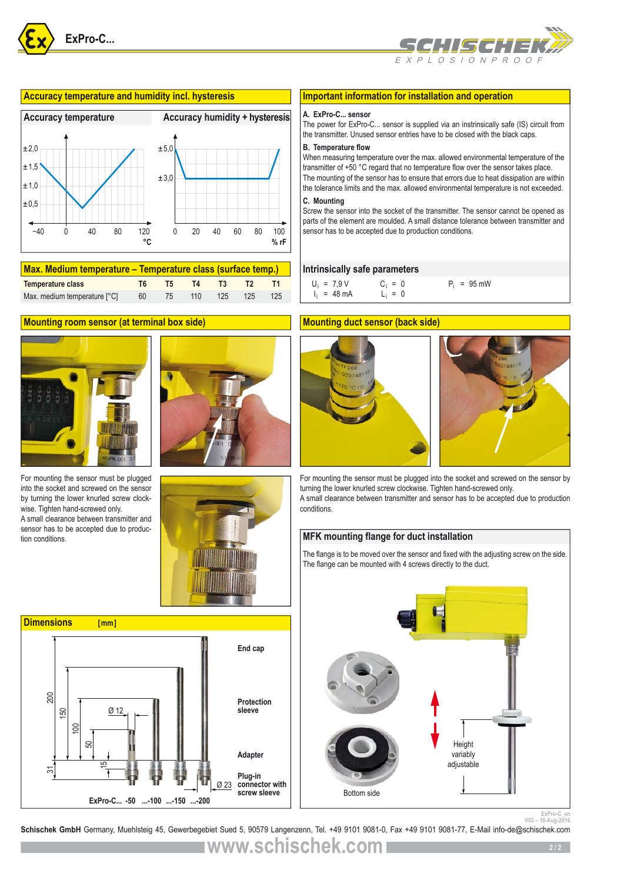## Accuracy temperature and humidity incl. hysteresis

### Accuracy temperature

±2,0
±1,5
±1,0
±0,5
−40 0 40 80 120
°C

### Accuracy humidity + hysteresis

±5,0
±3,0
0 20 40 60 80 100
% rF

## Important information for installation and operation

**A. ExPro-C... sensor**

The power for ExPro-C... sensor is supplied via an instrinsically safe (IS) circuit from the transmitter. Unused sensor entries have to be closed with the black caps.

**B. Temperature flow**

When measuring temperature over the max. allowed environmental temperature of the transmitter of +50 °C regard that no temperature flow over the sensor takes place. The mounting of the sensor has to ensure that errors due to heat dissipation are within the tolerance limits and the max. allowed environmental temperature is not exceeded.

**C. Mounting**

Screw the sensor into the socket of the transmitter. The sensor cannot be opened as parts of the element are moulded. A small distance tolerance between transmitter and sensor has to be accepted due to production conditions.

## Max. Medium temperature – Temperature class (surface temp.)

| Temperature class | T6 | T5 | T4 | T3 | T2 | T1 |
|---|---|---|---|---|---|---|
| Max. medium temperature [°C] | 60 | 75 | 110 | 125 | 125 | 125 |

## Intrinsically safe parameters

$U_i$ = 7,9 V  $C_i$ = 0  $P_i$ = 95 mW
$I_i$ = 48 mA  $L_i$ = 0

## Mounting room sensor (at terminal box side)

For mounting the sensor must be plugged into the socket and screwed on the sensor by turning the lower knurled screw clockwise. Tighten hand-screwed only.
A small clearance between transmitter and sensor has to be accepted due to production conditions.

## Mounting duct sensor (back side)

For mounting the sensor must be plugged into the socket and screwed on the sensor by turning the lower knurled screw clockwise. Tighten hand-screwed only.
A small clearance between transmitter and sensor has to be accepted due to production conditions.

## MFK mounting flange for duct installation

The flange is to be moved over the sensor and fixed with the adjusting screw on the side. The flange can be mounted with 4 screws directly to the duct.

Height variably adjustable

Bottom side

## Dimensions [mm]

200
150
100
50
31
15
Ø 12
Ø 23

End cap
Protection sleeve
Adapter
Plug-in connector with screw sleeve

ExPro-C... -50 ...-100 ...-150 ...-200

ExPro-C_en
V02 – 16-Aug-2016

**Schischek GmbH** Germany, Muehlsteig 45, Gewerbegebiet Sued 5, 90579 Langenzenn, Tel. +49 9101 9081-0, Fax +49 9101 9081-77, E-Mail info-de@schischek.com

www.schischek.com